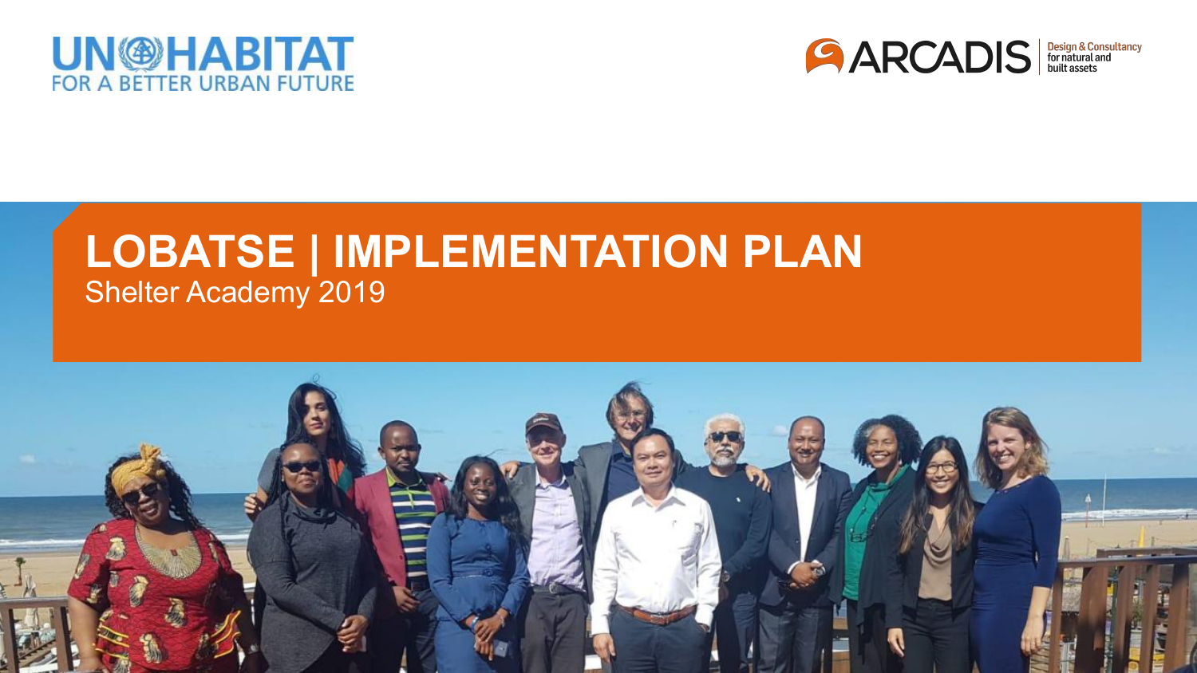UN-HABITAT
FOR A BETTER URBAN FUTURE

ARCADIS
Design & Consultancy for natural and built assets

# LOBATSE | IMPLEMENTATION PLAN

Shelter Academy 2019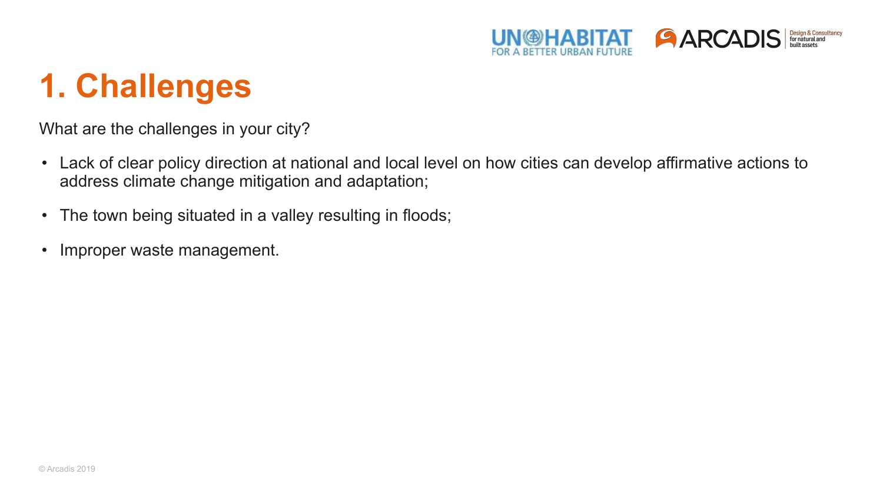# 1. Challenges

What are the challenges in your city?

- Lack of clear policy direction at national and local level on how cities can develop affirmative actions to address climate change mitigation and adaptation;
- The town being situated in a valley resulting in floods;
- Improper waste management.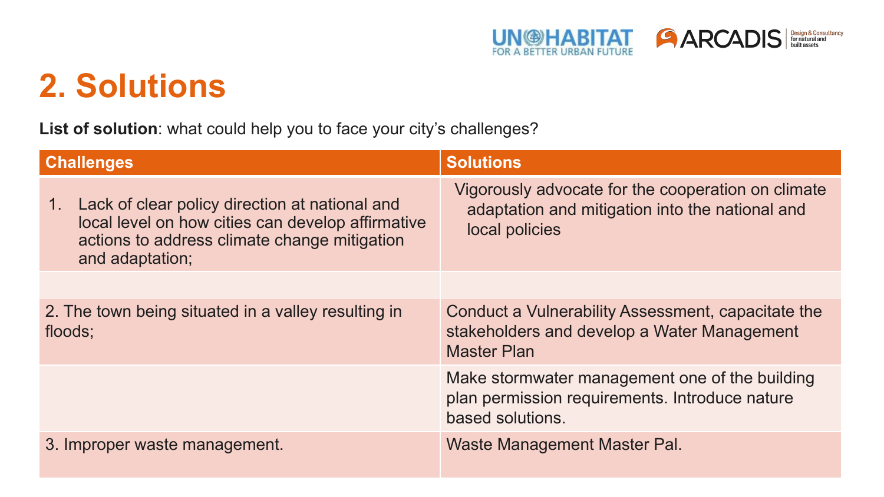# 2. Solutions

**List of solution**: what could help you to face your city's challenges?

| Challenges | Solutions |
|---|---|
| 1. Lack of clear policy direction at national and local level on how cities can develop affirmative actions to address climate change mitigation and adaptation; | Vigorously advocate for the cooperation on climate adaptation and mitigation into the national and local policies |
| | |
| 2. The town being situated in a valley resulting in floods; | Conduct a Vulnerability Assessment, capacitate the stakeholders and develop a Water Management Master Plan |
| | Make stormwater management one of the building plan permission requirements. Introduce nature based solutions. |
| 3. Improper waste management. | Waste Management Master Pal. |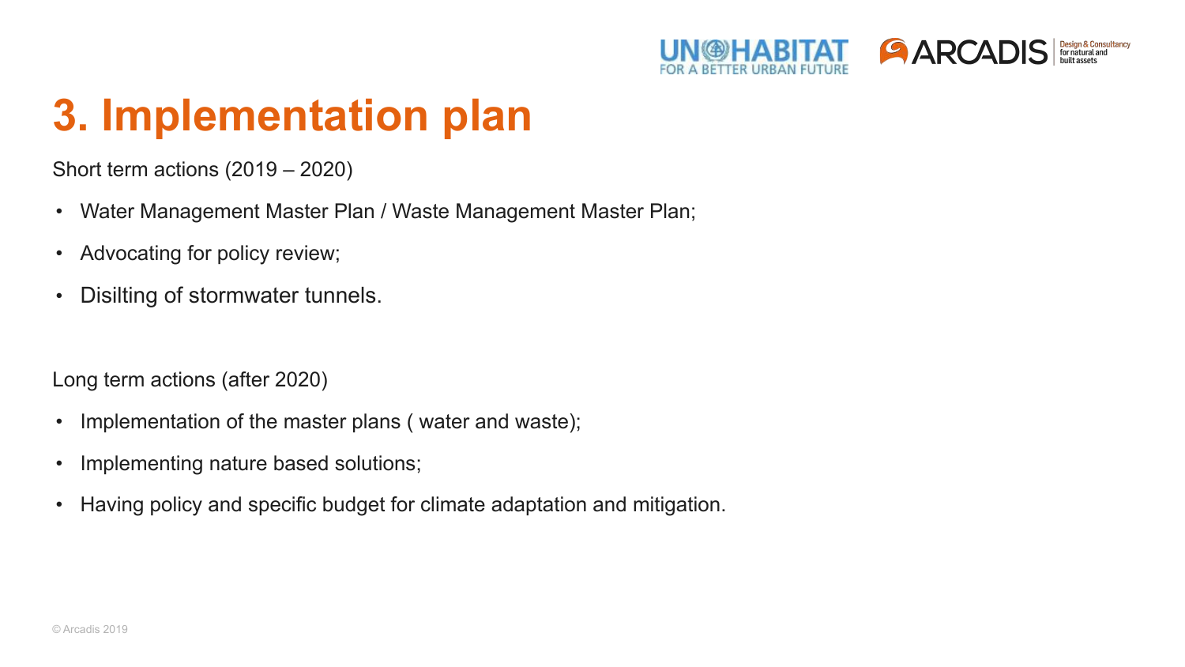# 3. Implementation plan

Short term actions (2019 – 2020)

- Water Management Master Plan / Waste Management Master Plan;
- Advocating for policy review;
- Disilting of stormwater tunnels.

Long term actions (after 2020)

- Implementation of the master plans ( water and waste);
- Implementing nature based solutions;
- Having policy and specific budget for climate adaptation and mitigation.